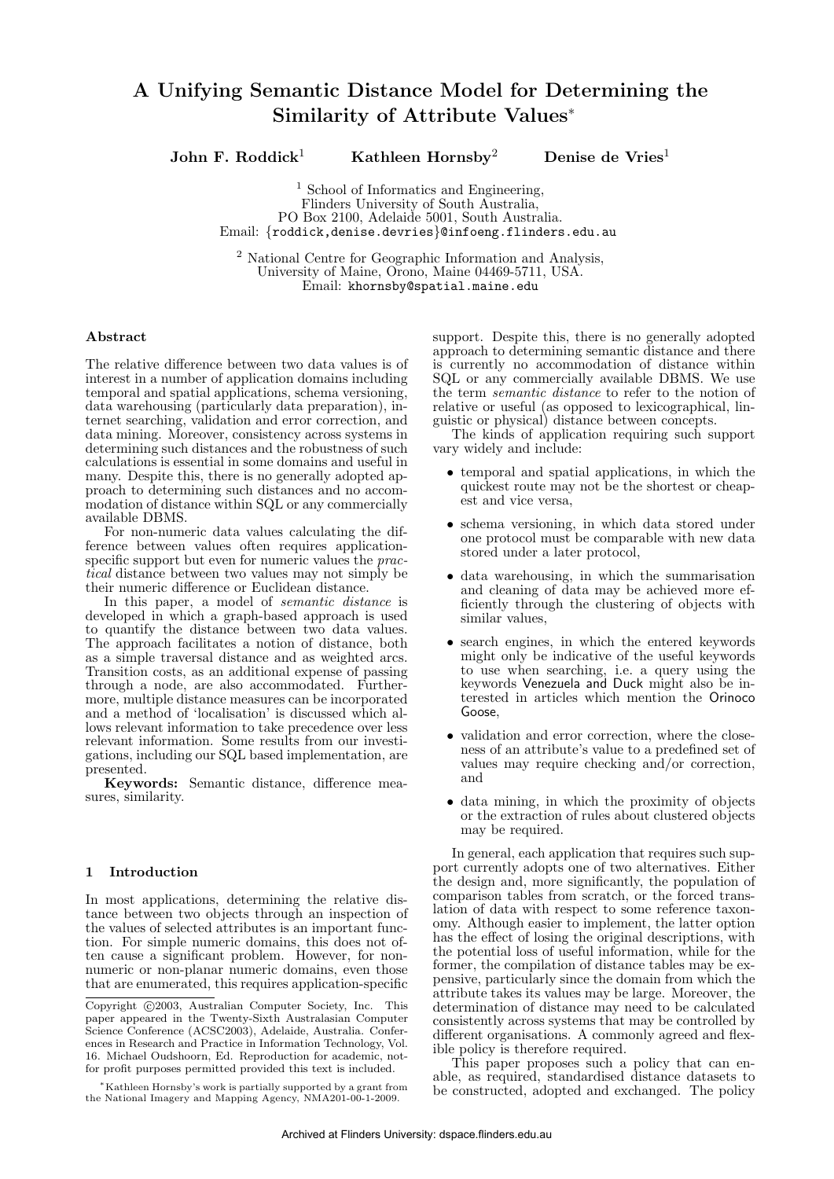# A Unifying Semantic Distance Model for Determining the Similarity of Attribute Values*

**John F. Roddick**[1] **Kathleen Hornsby**[2] **Denise de Vries**[1]

[1] School of Informatics and Engineering,
Flinders University of South Australia,
PO Box 2100, Adelaide 5001, South Australia.
Email: {roddick,denise.devries}@infoeng.flinders.edu.au

[2] National Centre for Geographic Information and Analysis,
University of Maine, Orono, Maine 04469-5711, USA.
Email: khornsby@spatial.maine.edu

### Abstract

The relative difference between two data values is of interest in a number of application domains including temporal and spatial applications, schema versioning, data warehousing (particularly data preparation), internet searching, validation and error correction, and data mining. Moreover, consistency across systems in determining such distances and the robustness of such calculations is essential in some domains and useful in many. Despite this, there is no generally adopted approach to determining such distances and no accommodation of distance within SQL or any commercially available DBMS.

For non-numeric data values calculating the difference between values often requires application-specific support but even for numeric values the *practical* distance between two values may not simply be their numeric difference or Euclidean distance.

In this paper, a model of *semantic distance* is developed in which a graph-based approach is used to quantify the distance between two data values. The approach facilitates a notion of distance, both as a simple traversal distance and as weighted arcs. Transition costs, as an additional expense of passing through a node, are also accommodated. Furthermore, multiple distance measures can be incorporated and a method of 'localisation' is discussed which allows relevant information to take precedence over less relevant information. Some results from our investigations, including our SQL based implementation, are presented.

**Keywords:** Semantic distance, difference measures, similarity.

## 1 Introduction

In most applications, determining the relative distance between two objects through an inspection of the values of selected attributes is an important function. For simple numeric domains, this does not often cause a significant problem. However, for non-numeric or non-planar numeric domains, even those that are enumerated, this requires application-specific support. Despite this, there is no generally adopted approach to determining semantic distance and there is currently no accommodation of distance within SQL or any commercially available DBMS. We use the term *semantic distance* to refer to the notion of relative or useful (as opposed to lexicographical, linguistic or physical) distance between concepts.

The kinds of application requiring such support vary widely and include:

- temporal and spatial applications, in which the quickest route may not be the shortest or cheapest and vice versa,
- schema versioning, in which data stored under one protocol must be comparable with new data stored under a later protocol,
- data warehousing, in which the summarisation and cleaning of data may be achieved more efficiently through the clustering of objects with similar values,
- search engines, in which the entered keywords might only be indicative of the useful keywords to use when searching, i.e. a query using the keywords Venezuela and Duck might also be interested in articles which mention the Orinoco Goose,
- validation and error correction, where the closeness of an attribute's value to a predefined set of values may require checking and/or correction, and
- data mining, in which the proximity of objects or the extraction of rules about clustered objects may be required.

In general, each application that requires such support currently adopts one of two alternatives. Either the design and, more significantly, the population of comparison tables from scratch, or the forced translation of data with respect to some reference taxonomy. Although easier to implement, the latter option has the effect of losing the original descriptions, with the potential loss of useful information, while for the former, the compilation of distance tables may be expensive, particularly since the domain from which the attribute takes its values may be large. Moreover, the determination of distance may need to be calculated consistently across systems that may be controlled by different organisations. A commonly agreed and flexible policy is therefore required.

This paper proposes such a policy that can enable, as required, standardised distance datasets to be constructed, adopted and exchanged. The policy

---

Copyright ©2003, Australian Computer Society, Inc. This paper appeared in the Twenty-Sixth Australasian Computer Science Conference (ACSC2003), Adelaide, Australia. Conferences in Research and Practice in Information Technology, Vol. 16. Michael Oudshoorn, Ed. Reproduction for academic, not-for profit purposes permitted provided this text is included.

*Kathleen Hornsby's work is partially supported by a grant from the National Imagery and Mapping Agency, NMA201-00-1-2009.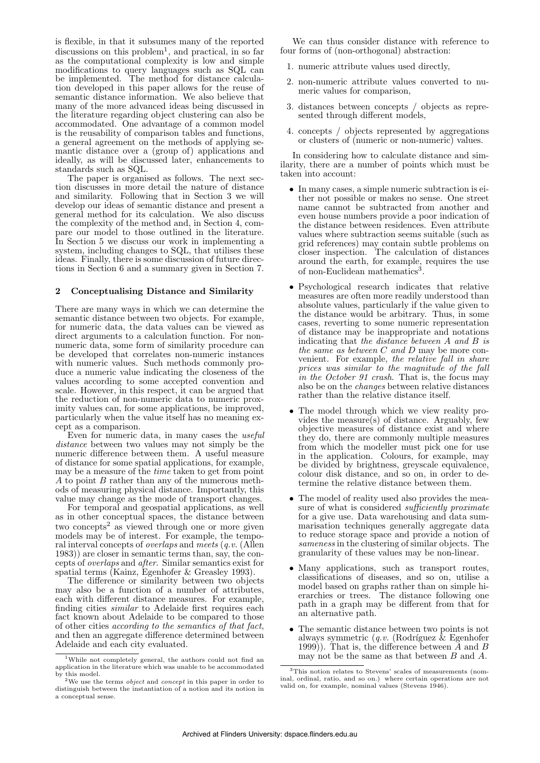is flexible, in that it subsumes many of the reported discussions on this problem[1], and practical, in so far as the computational complexity is low and simple modifications to query languages such as SQL can be implemented. The method for distance calculation developed in this paper allows for the reuse of semantic distance information. We also believe that many of the more advanced ideas being discussed in the literature regarding object clustering can also be accommodated. One advantage of a common model is the reusability of comparison tables and functions, a general agreement on the methods of applying semantic distance over a (group of) applications and ideally, as will be discussed later, enhancements to standards such as SQL.

The paper is organised as follows. The next section discusses in more detail the nature of distance and similarity. Following that in Section 3 we will develop our ideas of semantic distance and present a general method for its calculation. We also discuss the complexity of the method and, in Section 4, compare our model to those outlined in the literature. In Section 5 we discuss our work in implementing a system, including changes to SQL, that utilises these ideas. Finally, there is some discussion of future directions in Section 6 and a summary given in Section 7.

## 2 Conceptualising Distance and Similarity

There are many ways in which we can determine the semantic distance between two objects. For example, for numeric data, the data values can be viewed as direct arguments to a calculation function. For non-numeric data, some form of similarity procedure can be developed that correlates non-numeric instances with numeric values. Such methods commonly produce a numeric value indicating the closeness of the values according to some accepted convention and scale. However, in this respect, it can be argued that the reduction of non-numeric data to numeric proximity values can, for some applications, be improved, particularly when the value itself has no meaning except as a comparison.

Even for numeric data, in many cases the *useful distance* between two values may not simply be the numeric difference between them. A useful measure of distance for some spatial applications, for example, may be a measure of the *time* taken to get from point $A$ to point $B$ rather than any of the numerous methods of measuring physical distance. Importantly, this value may change as the mode of transport changes.

For temporal and geospatial applications, as well as in other conceptual spaces, the distance between two concepts[2] as viewed through one or more given models may be of interest. For example, the temporal interval concepts of *overlaps* and *meets* (*q.v.* (Allen 1983)) are closer in semantic terms than, say, the concepts of *overlaps* and *after*. Similar semantics exist for spatial terms (Kainz, Egenhofer & Greasley 1993).

The difference or similarity between two objects may also be a function of a number of attributes, each with different distance measures. For example, finding cities *similar* to Adelaide first requires each fact known about Adelaide to be compared to those of other cities *according to the semantics of that fact*, and then an aggregate difference determined between Adelaide and each city evaluated.

We can thus consider distance with reference to four forms of (non-orthogonal) abstraction:

1. numeric attribute values used directly,
2. non-numeric attribute values converted to numeric values for comparison,
3. distances between concepts / objects as represented through different models,
4. concepts / objects represented by aggregations or clusters of (numeric or non-numeric) values.

In considering how to calculate distance and similarity, there are a number of points which must be taken into account:

- In many cases, a simple numeric subtraction is either not possible or makes no sense. One street name cannot be subtracted from another and even house numbers provide a poor indication of the distance between residences. Even attribute values where subtraction seems suitable (such as grid references) may contain subtle problems on closer inspection. The calculation of distances around the earth, for example, requires the use of non-Euclidean mathematics[3].
- Psychological research indicates that relative measures are often more readily understood than absolute values, particularly if the value given to the distance would be arbitrary. Thus, in some cases, reverting to some numeric representation of distance may be inappropriate and notations indicating that *the distance between A and B is the same as between C and D* may be more convenient. For example, *the relative fall in share prices was similar to the magnitude of the fall in the October 91 crash*. That is, the focus may also be on the *changes* between relative distances rather than the relative distance itself.
- The model through which we view reality provides the measure(s) of distance. Arguably, few objective measures of distance exist and where they do, there are commonly multiple measures from which the modeller must pick one for use in the application. Colours, for example, may be divided by brightness, greyscale equivalence, colour disk distance, and so on, in order to determine the relative distance between them.
- The model of reality used also provides the measure of what is considered *sufficiently proximate* for a give use. Data warehousing and data summarisation techniques generally aggregate data to reduce storage space and provide a notion of *sameness* in the clustering of similar objects. The granularity of these values may be non-linear.
- Many applications, such as transport routes, classifications of diseases, and so on, utilise a model based on graphs rather than on simple hierarchies or trees. The distance following one path in a graph may be different from that for an alternative path.
- The semantic distance between two points is not always symmetric (*q.v.* (Rodríguez & Egenhofer 1999)). That is, the difference between $A$ and $B$ may not be the same as that between $B$ and $A$.

[1] While not completely general, the authors could not find an application in the literature which was unable to be accommodated by this model.

[2] We use the terms *object* and *concept* in this paper in order to distinguish between the instantiation of a notion and its notion in a conceptual sense.

[3] This notion relates to Stevens' scales of measurements (nominal, ordinal, ratio, and so on.) where certain operations are not valid on, for example, nominal values (Stevens 1946).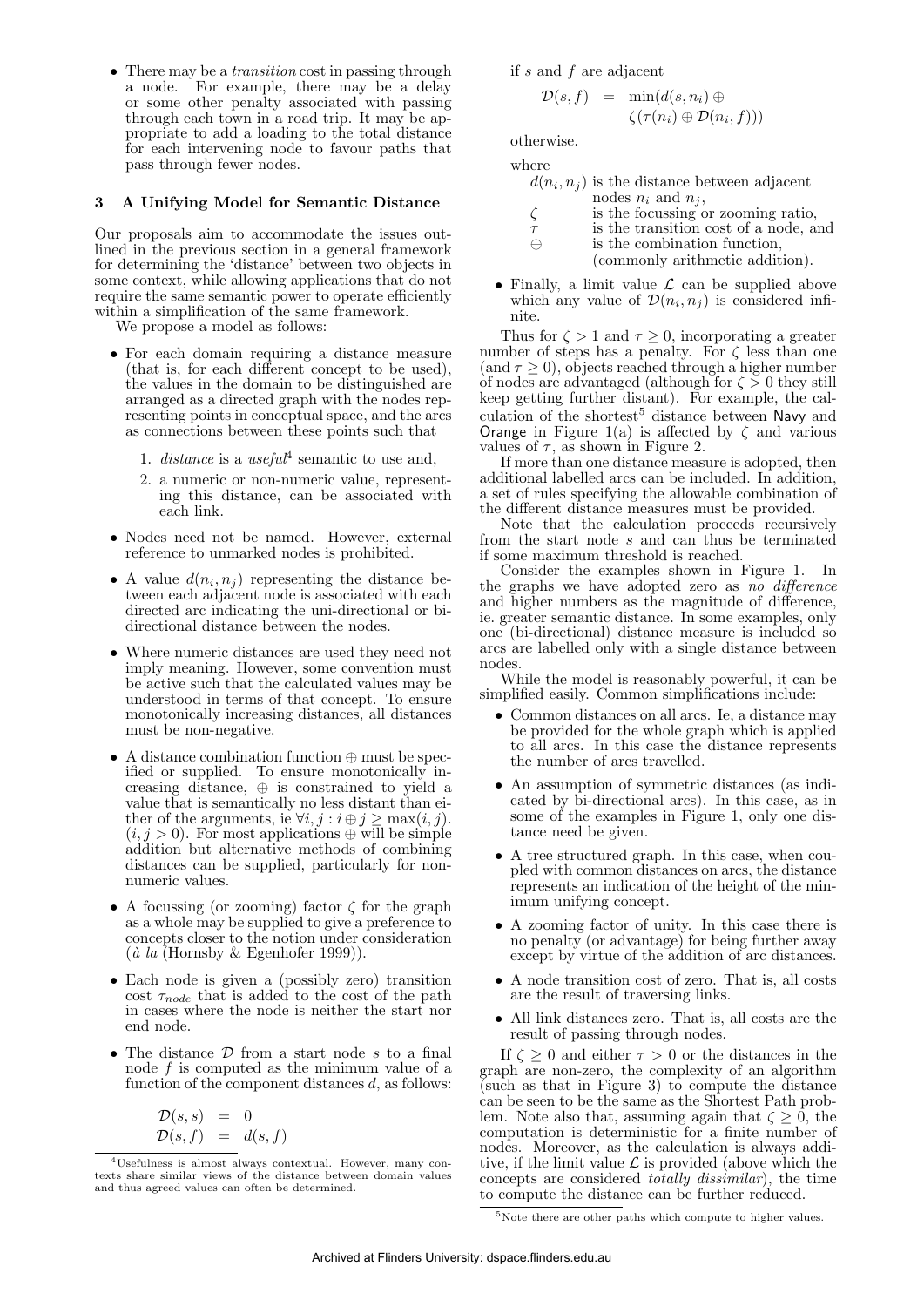- There may be a *transition* cost in passing through a node. For example, there may be a delay or some other penalty associated with passing through each town in a road trip. It may be appropriate to add a loading to the total distance for each intervening node to favour paths that pass through fewer nodes.

## 3 A Unifying Model for Semantic Distance

Our proposals aim to accommodate the issues outlined in the previous section in a general framework for determining the 'distance' between two objects in some context, while allowing applications that do not require the same semantic power to operate efficiently within a simplification of the same framework.

We propose a model as follows:

- For each domain requiring a distance measure (that is, for each different concept to be used), the values in the domain to be distinguished are arranged as a directed graph with the nodes representing points in conceptual space, and the arcs as connections between these points such that
  1. *distance* is a *useful*[4] semantic to use and,
  2. a numeric or non-numeric value, representing this distance, can be associated with each link.
- Nodes need not be named. However, external reference to unmarked nodes is prohibited.
- A value $d(n_i, n_j)$ representing the distance between each adjacent node is associated with each directed arc indicating the uni-directional or bi-directional distance between the nodes.
- Where numeric distances are used they need not imply meaning. However, some convention must be active such that the calculated values may be understood in terms of that concept. To ensure monotonically increasing distances, all distances must be non-negative.
- A distance combination function $\oplus$ must be specified or supplied. To ensure monotonically increasing distance, $\oplus$ is constrained to yield a value that is semantically no less distant than either of the arguments, ie $\forall i, j : i \oplus j \geq \max(i, j)$. $(i, j > 0)$. For most applications $\oplus$ will be simple addition but alternative methods of combining distances can be supplied, particularly for non-numeric values.
- A focussing (or zooming) factor $\zeta$ for the graph as a whole may be supplied to give a preference to concepts closer to the notion under consideration (*à la* (Hornsby & Egenhofer 1999)).
- Each node is given a (possibly zero) transition cost $\tau_{node}$ that is added to the cost of the path in cases where the node is neither the start nor end node.
- The distance $\mathcal{D}$ from a start node $s$ to a final node $f$ is computed as the minimum value of a function of the component distances $d$, as follows:

$$
\begin{aligned}
\mathcal{D}(s, s) &= 0 \\
\mathcal{D}(s, f) &= d(s, f)
\end{aligned}
$$

if $s$ and $f$ are adjacent

$$
\mathcal{D}(s, f) = \min(d(s, n_i) \oplus \zeta(\tau(n_i) \oplus \mathcal{D}(n_i, f)))
$$

otherwise.

where

| | |
|---|---|
| $d(n_i, n_j)$ | is the distance between adjacent nodes $n_i$ and $n_j$, |
| $\zeta$ | is the focussing or zooming ratio, |
| $\tau$ | is the transition cost of a node, and |
| $\oplus$ | is the combination function, (commonly arithmetic addition). |

- Finally, a limit value $\mathcal{L}$ can be supplied above which any value of $\mathcal{D}(n_i, n_j)$ is considered infinite.

Thus for $\zeta > 1$ and $\tau \geq 0$, incorporating a greater number of steps has a penalty. For $\zeta$ less than one (and $\tau \geq 0$), objects reached through a higher number of nodes are advantaged (although for $\zeta > 0$ they still keep getting further distant). For example, the calculation of the shortest[5] distance between Navy and Orange in Figure 1(a) is affected by $\zeta$ and various values of $\tau$, as shown in Figure 2.

If more than one distance measure is adopted, then additional labelled arcs can be included. In addition, a set of rules specifying the allowable combination of the different distance measures must be provided.

Note that the calculation proceeds recursively from the start node $s$ and can thus be terminated if some maximum threshold is reached.

Consider the examples shown in Figure 1. In the graphs we have adopted zero as *no difference* and higher numbers as the magnitude of difference, ie. greater semantic distance. In some examples, only one (bi-directional) distance measure is included so arcs are labelled only with a single distance between nodes.

While the model is reasonably powerful, it can be simplified easily. Common simplifications include:

- Common distances on all arcs. Ie, a distance may be provided for the whole graph which is applied to all arcs. In this case the distance represents the number of arcs travelled.
- An assumption of symmetric distances (as indicated by bi-directional arcs). In this case, as in some of the examples in Figure 1, only one distance need be given.
- A tree structured graph. In this case, when coupled with common distances on arcs, the distance represents an indication of the height of the minimum unifying concept.
- A zooming factor of unity. In this case there is no penalty (or advantage) for being further away except by virtue of the addition of arc distances.
- A node transition cost of zero. That is, all costs are the result of traversing links.
- All link distances zero. That is, all costs are the result of passing through nodes.

If $\zeta \geq 0$ and either $\tau > 0$ or the distances in the graph are non-zero, the complexity of an algorithm (such as that in Figure 3) to compute the distance can be seen to be the same as the Shortest Path problem. Note also that, assuming again that $\zeta \geq 0$, the computation is deterministic for a finite number of nodes. Moreover, as the calculation is always additive, if the limit value $\mathcal{L}$ is provided (above which the concepts are considered *totally dissimilar*), the time to compute the distance can be further reduced.

[4] Usefulness is almost always contextual. However, many contexts share similar views of the distance between domain values and thus agreed values can often be determined.

[5] Note there are other paths which compute to higher values.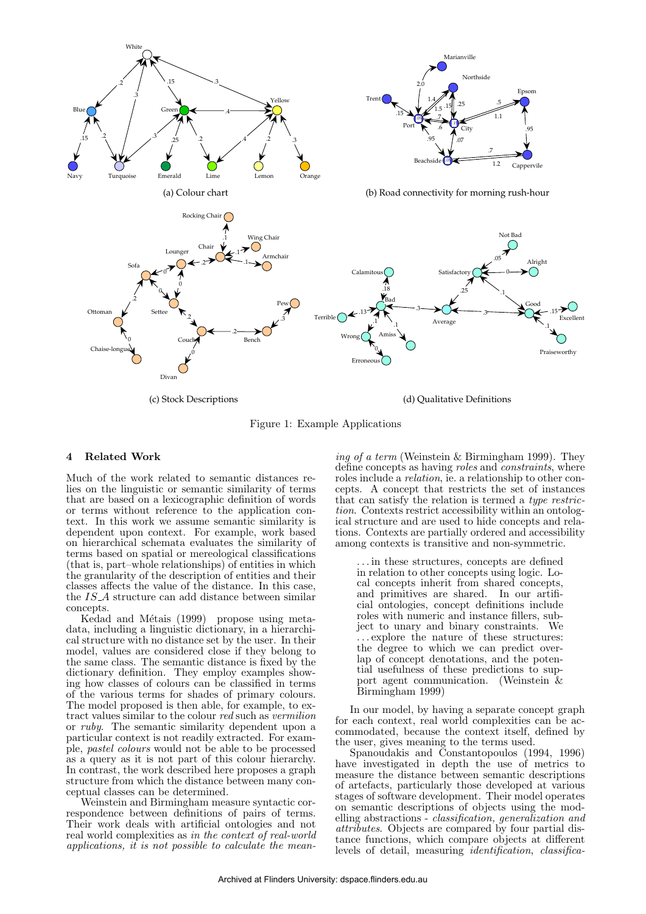(a) Colour chart

(b) Road connectivity for morning rush-hour

(c) Stock Descriptions

(d) Qualitative Definitions

Figure 1: Example Applications

## 4 Related Work

Much of the work related to semantic distances relies on the linguistic or semantic similarity of terms that are based on a lexicographic definition of words or terms without reference to the application context. In this work we assume semantic similarity is dependent upon context. For example, work based on hierarchical schemata evaluates the similarity of terms based on spatial or mereological classifications (that is, part–whole relationships) of entities in which the granularity of the description of entities and their classes affects the value of the distance. In this case, the *IS_A* structure can add distance between similar concepts.

Kedad and Métais (1999) propose using metadata, including a linguistic dictionary, in a hierarchical structure with no distance set by the user. In their model, values are considered close if they belong to the same class. The semantic distance is fixed by the dictionary definition. They employ examples showing how classes of colours can be classified in terms of the various terms for shades of primary colours. The model proposed is then able, for example, to extract values similar to the colour *red* such as *vermilion* or *ruby*. The semantic similarity dependent upon a particular context is not readily extracted. For example, *pastel colours* would not be able to be processed as a query as it is not part of this colour hierarchy. In contrast, the work described here proposes a graph structure from which the distance between many conceptual classes can be determined.

Weinstein and Birmingham measure syntactic correspondence between definitions of pairs of terms. Their work deals with artificial ontologies and not real world complexities as *in the context of real-world applications, it is not possible to calculate the meaning of a term* (Weinstein & Birmingham 1999). They define concepts as having *roles* and *constraints*, where roles include a *relation*, ie. a relationship to other concepts. A concept that restricts the set of instances that can satisfy the relation is termed a *type restriction*. Contexts restrict accessibility within an ontological structure and are used to hide concepts and relations. Contexts are partially ordered and accessibility among contexts is transitive and non-symmetric.

> . . . in these structures, concepts are defined in relation to other concepts using logic. Local concepts inherit from shared concepts, and primitives are shared. In our artificial ontologies, concept definitions include roles with numeric and instance fillers, subject to unary and binary constraints. We . . . explore the nature of these structures: the degree to which we can predict overlap of concept denotations, and the potential usefulness of these predictions to support agent communication. (Weinstein & Birmingham 1999)

In our model, by having a separate concept graph for each context, real world complexities can be accommodated, because the context itself, defined by the user, gives meaning to the terms used.

Spanoudakis and Constantopoulos (1994, 1996) have investigated in depth the use of metrics to measure the distance between semantic descriptions of artefacts, particularly those developed at various stages of software development. Their model operates on semantic descriptions of objects using the modelling abstractions - *classification, generalization and attributes*. Objects are compared by four partial distance functions, which compare objects at different levels of detail, measuring *identification*, *classifica-*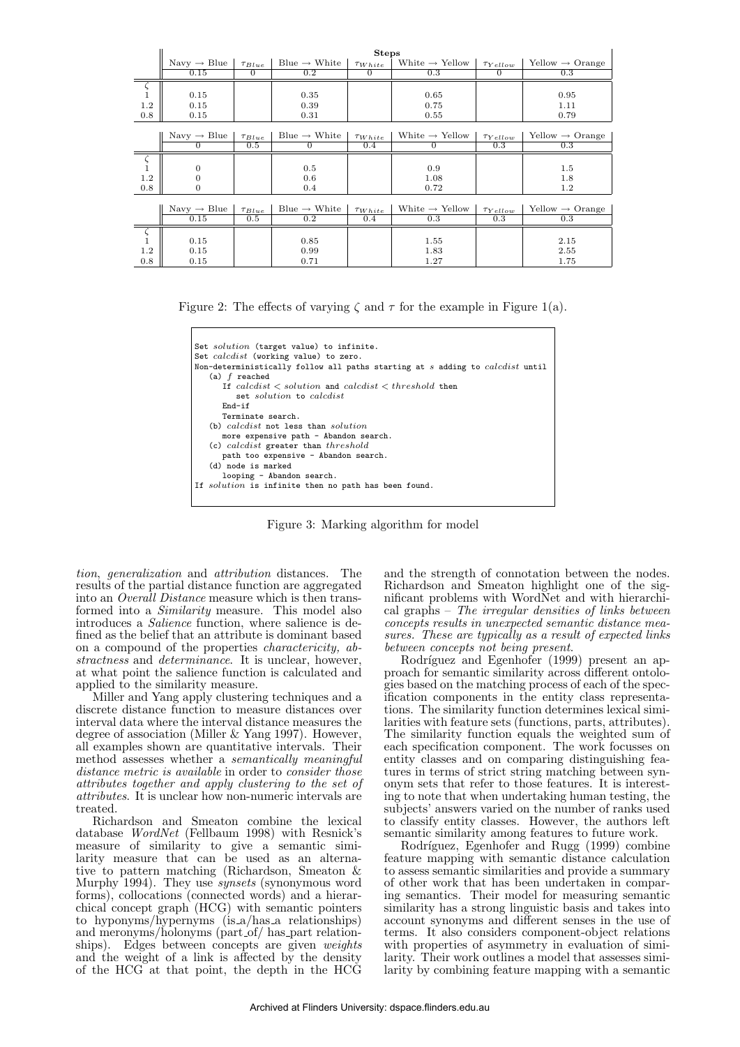|  | **Steps** | | | | | | |
|---|---|---|---|---|---|---|---|
|  | Navy → Blue | $\tau_{Blue}$ | Blue → White | $\tau_{White}$ | White → Yellow | $\tau_{Yellow}$ | Yellow → Orange |
|  | 0.15 | 0 | 0.2 | 0 | 0.3 | 0 | 0.3 |
| $\zeta$ |  |  |  |  |  |  |  |
| 1 | 0.15 |  | 0.35 |  | 0.65 |  | 0.95 |
| 1.2 | 0.15 |  | 0.39 |  | 0.75 |  | 1.11 |
| 0.8 | 0.15 |  | 0.31 |  | 0.55 |  | 0.79 |

|  | Navy → Blue | $\tau_{Blue}$ | Blue → White | $\tau_{White}$ | White → Yellow | $\tau_{Yellow}$ | Yellow → Orange |
|---|---|---|---|---|---|---|---|
|  | 0 | 0.5 | 0 | 0.4 | 0 | 0.3 | 0.3 |
| $\zeta$ |  |  |  |  |  |  |  |
| 1 | 0 |  | 0.5 |  | 0.9 |  | 1.5 |
| 1.2 | 0 |  | 0.6 |  | 1.08 |  | 1.8 |
| 0.8 | 0 |  | 0.4 |  | 0.72 |  | 1.2 |

|  | Navy → Blue | $\tau_{Blue}$ | Blue → White | $\tau_{White}$ | White → Yellow | $\tau_{Yellow}$ | Yellow → Orange |
|---|---|---|---|---|---|---|---|
|  | 0.15 | 0.5 | 0.2 | 0.4 | 0.3 | 0.3 | 0.3 |
| $\zeta$ |  |  |  |  |  |  |  |
| 1 | 0.15 |  | 0.85 |  | 1.55 |  | 2.15 |
| 1.2 | 0.15 |  | 0.99 |  | 1.83 |  | 2.55 |
| 0.8 | 0.15 |  | 0.71 |  | 1.27 |  | 1.75 |

Figure 2: The effects of varying $\zeta$ and $\tau$ for the example in Figure 1(a).

```
Set solution (target value) to infinite.
Set calcdist (working value) to zero.
Non-deterministically follow all paths starting at s adding to calcdist until
   (a) f reached
      If calcdist < solution and calcdist < threshold then
         set solution to calcdist
      End-if
      Terminate search.
   (b) calcdist not less than solution
      more expensive path - Abandon search.
   (c) calcdist greater than threshold
      path too expensive - Abandon search.
   (d) node is marked
      looping - Abandon search.
If solution is infinite then no path has been found.
```

Figure 3: Marking algorithm for model

*tion*, *generalization* and *attribution* distances. The results of the partial distance function are aggregated into an *Overall Distance* measure which is then transformed into a *Similarity* measure. This model also introduces a *Salience* function, where salience is defined as the belief that an attribute is dominant based on a compound of the properties *charactericity*, *abstractness* and *determinance*. It is unclear, however, at what point the salience function is calculated and applied to the similarity measure.

Miller and Yang apply clustering techniques and a discrete distance function to measure distances over interval data where the interval distance measures the degree of association (Miller & Yang 1997). However, all examples shown are quantitative intervals. Their method assesses whether a *semantically meaningful distance metric is available* in order to *consider those attributes together and apply clustering to the set of attributes*. It is unclear how non-numeric intervals are treated.

Richardson and Smeaton combine the lexical database *WordNet* (Fellbaum 1998) with Resnick's measure of similarity to give a semantic similarity measure that can be used as an alternative to pattern matching (Richardson, Smeaton & Murphy 1994). They use *synsets* (synonymous word forms), collocations (connected words) and a hierarchical concept graph (HCG) with semantic pointers to hyponyms/hypernyms (is_a/has_a relationships) and meronyms/holonyms (part_of/ has_part relationships). Edges between concepts are given *weights* and the weight of a link is affected by the density of the HCG at that point, the depth in the HCG and the strength of connotation between the nodes. Richardson and Smeaton highlight one of the significant problems with WordNet and with hierarchical graphs – *The irregular densities of links between concepts results in unexpected semantic distance measures. These are typically as a result of expected links between concepts not being present.*

Rodríguez and Egenhofer (1999) present an approach for semantic similarity across different ontologies based on the matching process of each of the specification components in the entity class representations. The similarity function determines lexical similarities with feature sets (functions, parts, attributes). The similarity function equals the weighted sum of each specification component. The work focusses on entity classes and on comparing distinguishing features in terms of strict string matching between synonym sets that refer to those features. It is interesting to note that when undertaking human testing, the subjects' answers varied on the number of ranks used to classify entity classes. However, the authors left semantic similarity among features to future work.

Rodríguez, Egenhofer and Rugg (1999) combine feature mapping with semantic distance calculation to assess semantic similarities and provide a summary of other work that has been undertaken in comparing semantics. Their model for measuring semantic similarity has a strong linguistic basis and takes into account synonyms and different senses in the use of terms. It also considers component-object relations with properties of asymmetry in evaluation of similarity. Their work outlines a model that assesses similarity by combining feature mapping with a semantic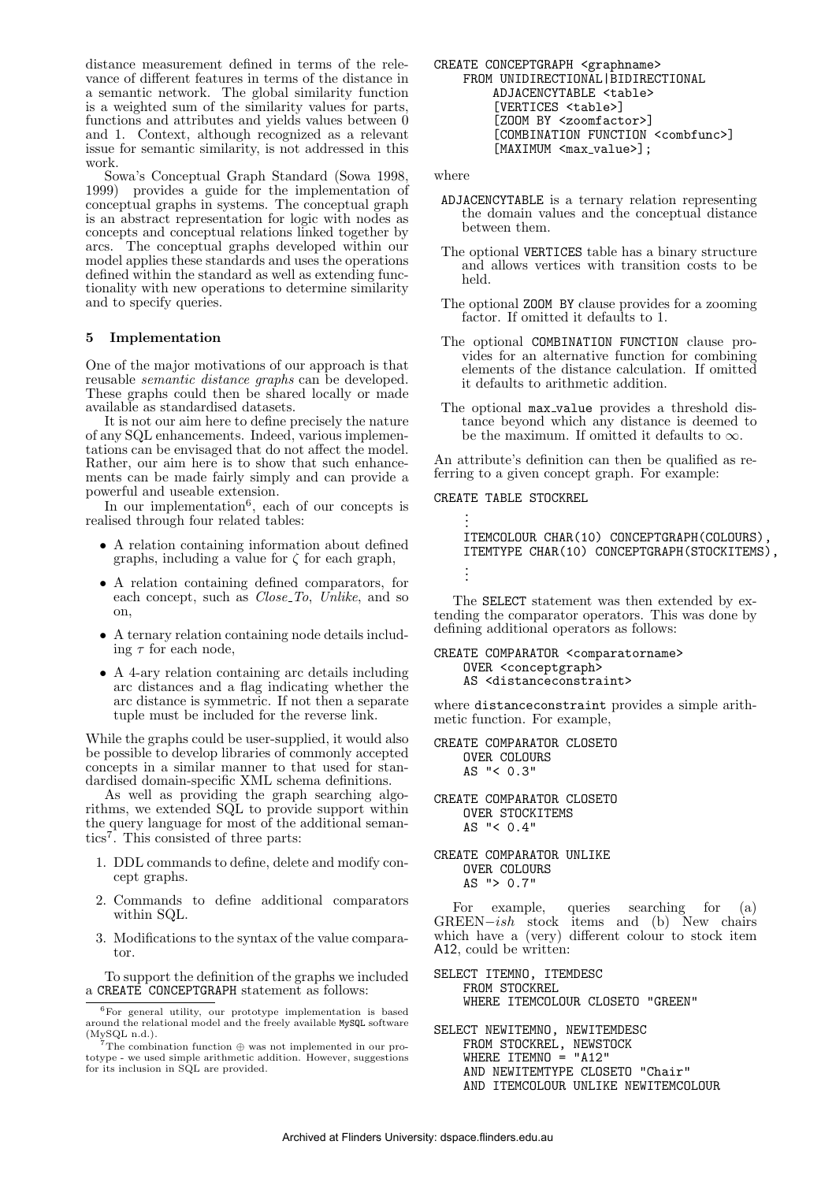distance measurement defined in terms of the relevance of different features in terms of the distance in a semantic network. The global similarity function is a weighted sum of the similarity values for parts, functions and attributes and yields values between 0 and 1. Context, although recognized as a relevant issue for semantic similarity, is not addressed in this work.

Sowa's Conceptual Graph Standard (Sowa 1998, 1999) provides a guide for the implementation of conceptual graphs in systems. The conceptual graph is an abstract representation for logic with nodes as concepts and conceptual relations linked together by arcs. The conceptual graphs developed within our model applies these standards and uses the operations defined within the standard as well as extending functionality with new operations to determine similarity and to specify queries.

## 5 Implementation

One of the major motivations of our approach is that reusable *semantic distance graphs* can be developed. These graphs could then be shared locally or made available as standardised datasets.

It is not our aim here to define precisely the nature of any SQL enhancements. Indeed, various implementations can be envisaged that do not affect the model. Rather, our aim here is to show that such enhancements can be made fairly simply and can provide a powerful and useable extension.

In our implementation[6], each of our concepts is realised through four related tables:

- A relation containing information about defined graphs, including a value for $\zeta$ for each graph,
- A relation containing defined comparators, for each concept, such as *Close_To*, *Unlike*, and so on,
- A ternary relation containing node details including $\tau$ for each node,
- A 4-ary relation containing arc details including arc distances and a flag indicating whether the arc distance is symmetric. If not then a separate tuple must be included for the reverse link.

While the graphs could be user-supplied, it would also be possible to develop libraries of commonly accepted concepts in a similar manner to that used for standardised domain-specific XML schema definitions.

As well as providing the graph searching algorithms, we extended SQL to provide support within the query language for most of the additional semantics[7]. This consisted of three parts:

1. DDL commands to define, delete and modify concept graphs.
2. Commands to define additional comparators within SQL.
3. Modifications to the syntax of the value comparator.

To support the definition of the graphs we included a CREATE CONCEPTGRAPH statement as follows:

```
CREATE CONCEPTGRAPH <graphname>
    FROM UNIDIRECTIONAL|BIDIRECTIONAL
        ADJACENCYTABLE <table>
        [VERTICES <table>]
        [ZOOM BY <zoomfactor>]
        [COMBINATION FUNCTION <combfunc>]
        [MAXIMUM <max_value>];
```

where

ADJACENCYTABLE is a ternary relation representing the domain values and the conceptual distance between them.

The optional VERTICES table has a binary structure and allows vertices with transition costs to be held.

The optional ZOOM BY clause provides for a zooming factor. If omitted it defaults to 1.

The optional COMBINATION FUNCTION clause provides for an alternative function for combining elements of the distance calculation. If omitted it defaults to arithmetic addition.

The optional max_value provides a threshold distance beyond which any distance is deemed to be the maximum. If omitted it defaults to $\infty$.

An attribute's definition can then be qualified as referring to a given concept graph. For example:

```
CREATE TABLE STOCKREL
    ⋮
    ITEMCOLOUR CHAR(10) CONCEPTGRAPH(COLOURS),
    ITEMTYPE CHAR(10) CONCEPTGRAPH(STOCKITEMS),
    ⋮
```

The SELECT statement was then extended by extending the comparator operators. This was done by defining additional operators as follows:

```
CREATE COMPARATOR <comparatorname>
    OVER <conceptgraph>
    AS <distanceconstraint>
```

where distanceconstraint provides a simple arithmetic function. For example,

```
CREATE COMPARATOR CLOSETO
    OVER COLOURS
    AS "< 0.3"

CREATE COMPARATOR CLOSETO
    OVER STOCKITEMS
    AS "< 0.4"

CREATE COMPARATOR UNLIKE
    OVER COLOURS
    AS "> 0.7"
```

For example, queries searching for (a) GREEN$-ish$ stock items and (b) New chairs which have a (very) different colour to stock item A12, could be written:

```
SELECT ITEMNO, ITEMDESC
    FROM STOCKREL
    WHERE ITEMCOLOUR CLOSETO "GREEN"

SELECT NEWITEMNO, NEWITEMDESC
    FROM STOCKREL, NEWSTOCK
    WHERE ITEMNO = "A12"
    AND NEWITEMTYPE CLOSETO "Chair"
    AND ITEMCOLOUR UNLIKE NEWITEMCOLOUR
```

---

[6] For general utility, our prototype implementation is based around the relational model and the freely available MySQL software (MySQL n.d.).

[7] The combination function $\oplus$ was not implemented in our prototype - we used simple arithmetic addition. However, suggestions for its inclusion in SQL are provided.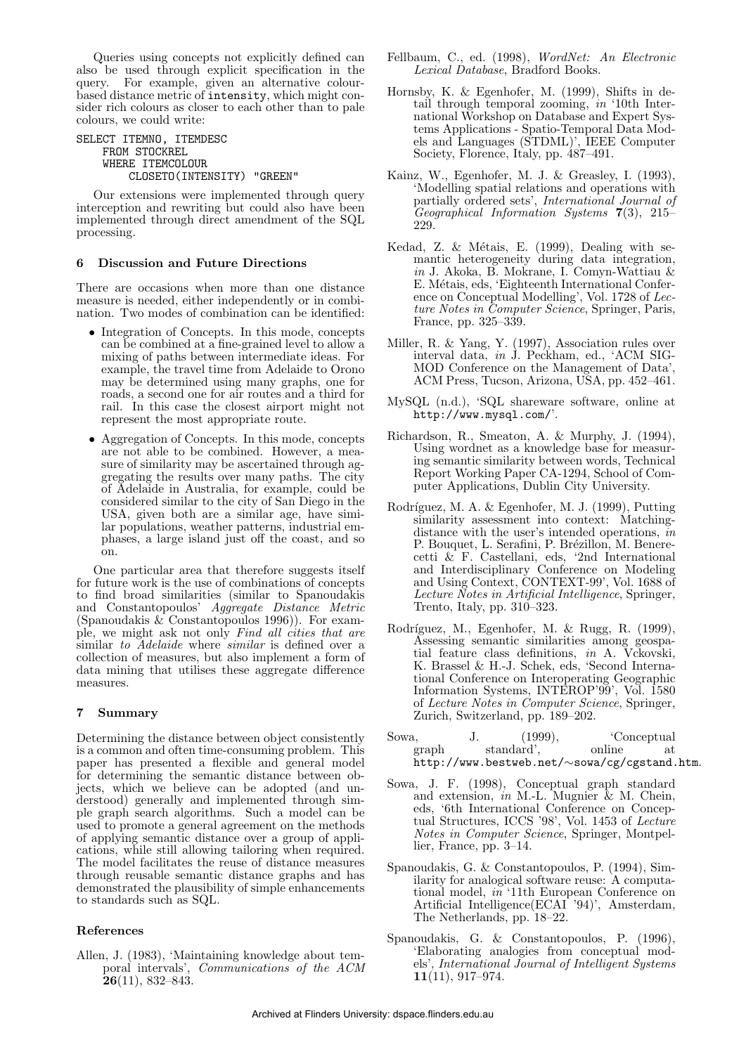Queries using concepts not explicitly defined can also be used through explicit specification in the query. For example, given an alternative colour-based distance metric of `intensity`, which might consider rich colours as closer to each other than to pale colours, we could write:

```
SELECT ITEMNO, ITEMDESC
    FROM STOCKREL
    WHERE ITEMCOLOUR
        CLOSETO(INTENSITY) "GREEN"
```

Our extensions were implemented through query interception and rewriting but could also have been implemented through direct amendment of the SQL processing.

## 6 Discussion and Future Directions

There are occasions when more than one distance measure is needed, either independently or in combination. Two modes of combination can be identified:

- Integration of Concepts. In this mode, concepts can be combined at a fine-grained level to allow a mixing of paths between intermediate ideas. For example, the travel time from Adelaide to Orono may be determined using many graphs, one for roads, a second one for air routes and a third for rail. In this case the closest airport might not represent the most appropriate route.
- Aggregation of Concepts. In this mode, concepts are not able to be combined. However, a measure of similarity may be ascertained through aggregating the results over many paths. The city of Adelaide in Australia, for example, could be considered similar to the city of San Diego in the USA, given both are a similar age, have similar populations, weather patterns, industrial emphases, a large island just off the coast, and so on.

One particular area that therefore suggests itself for future work is the use of combinations of concepts to find broad similarities (similar to Spanoudakis and Constantopoulos' *Aggregate Distance Metric* (Spanoudakis & Constantopoulos 1996)). For example, we might ask not only *Find all cities that are* similar *to Adelaide* where *similar* is defined over a collection of measures, but also implement a form of data mining that utilises these aggregate difference measures.

## 7 Summary

Determining the distance between object consistently is a common and often time-consuming problem. This paper has presented a flexible and general model for determining the semantic distance between objects, which we believe can be adopted (and understood) generally and implemented through simple graph search algorithms. Such a model can be used to promote a general agreement on the methods of applying semantic distance over a group of applications, while still allowing tailoring when required. The model facilitates the reuse of distance measures through reusable semantic distance graphs and has demonstrated the plausibility of simple enhancements to standards such as SQL.

## References

Allen, J. (1983), 'Maintaining knowledge about temporal intervals', *Communications of the ACM* **26**(11), 832–843.

Fellbaum, C., ed. (1998), *WordNet: An Electronic Lexical Database*, Bradford Books.

Hornsby, K. & Egenhofer, M. (1999), Shifts in detail through temporal zooming, *in* '10th International Workshop on Database and Expert Systems Applications - Spatio-Temporal Data Models and Languages (STDML)', IEEE Computer Society, Florence, Italy, pp. 487–491.

Kainz, W., Egenhofer, M. J. & Greasley, I. (1993), 'Modelling spatial relations and operations with partially ordered sets', *International Journal of Geographical Information Systems* **7**(3), 215–229.

Kedad, Z. & Métais, E. (1999), Dealing with semantic heterogeneity during data integration, *in* J. Akoka, B. Mokrane, I. Comyn-Wattiau & E. Métais, eds, 'Eighteenth International Conference on Conceptual Modelling', Vol. 1728 of *Lecture Notes in Computer Science*, Springer, Paris, France, pp. 325–339.

Miller, R. & Yang, Y. (1997), Association rules over interval data, *in* J. Peckham, ed., 'ACM SIGMOD Conference on the Management of Data', ACM Press, Tucson, Arizona, USA, pp. 452–461.

MySQL (n.d.), 'SQL shareware software, online at `http://www.mysql.com/`'.

Richardson, R., Smeaton, A. & Murphy, J. (1994), Using wordnet as a knowledge base for measuring semantic similarity between words, Technical Report Working Paper CA-1294, School of Computer Applications, Dublin City University.

Rodríguez, M. A. & Egenhofer, M. J. (1999), Putting similarity assessment into context: Matching-distance with the user's intended operations, *in* P. Bouquet, L. Serafini, P. Brézillon, M. Benerecetti & F. Castellani, eds, '2nd International and Interdisciplinary Conference on Modeling and Using Context, CONTEXT-99', Vol. 1688 of *Lecture Notes in Artificial Intelligence*, Springer, Trento, Italy, pp. 310–323.

Rodríguez, M., Egenhofer, M. & Rugg, R. (1999), Assessing semantic similarities among geospatial feature class definitions, *in* A. Vckovski, K. Brassel & H.-J. Schek, eds, 'Second International Conference on Interoperating Geographic Information Systems, INTEROP'99', Vol. 1580 of *Lecture Notes in Computer Science*, Springer, Zurich, Switzerland, pp. 189–202.

Sowa, J. (1999), 'Conceptual graph standard', online at `http://www.bestweb.net/~sowa/cg/cgstand.htm`.

Sowa, J. F. (1998), Conceptual graph standard and extension, *in* M.-L. Mugnier & M. Chein, eds, '6th International Conference on Conceptual Structures, ICCS '98', Vol. 1453 of *Lecture Notes in Computer Science*, Springer, Montpellier, France, pp. 3–14.

Spanoudakis, G. & Constantopoulos, P. (1994), Similarity for analogical software reuse: A computational model, *in* '11th European Conference on Artificial Intelligence(ECAI '94)', Amsterdam, The Netherlands, pp. 18–22.

Spanoudakis, G. & Constantopoulos, P. (1996), 'Elaborating analogies from conceptual models', *International Journal of Intelligent Systems* **11**(11), 917–974.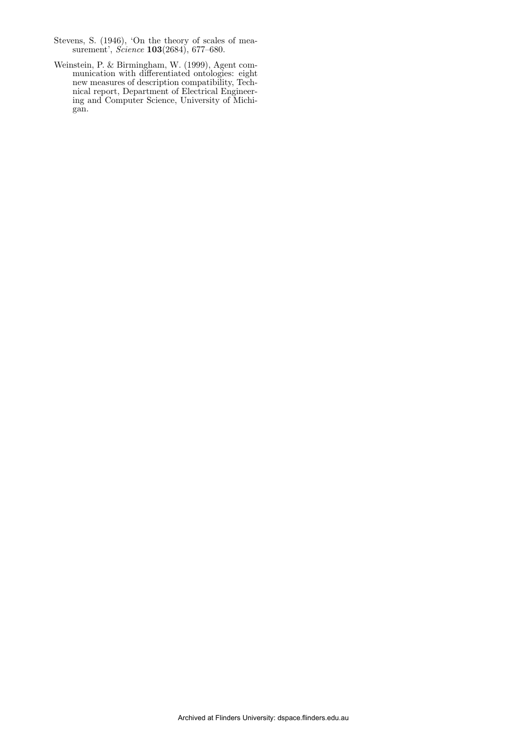Stevens, S. (1946), 'On the theory of scales of measurement', *Science* **103**(2684), 677–680.

Weinstein, P. & Birmingham, W. (1999), Agent communication with differentiated ontologies: eight new measures of description compatibility, Technical report, Department of Electrical Engineering and Computer Science, University of Michigan.